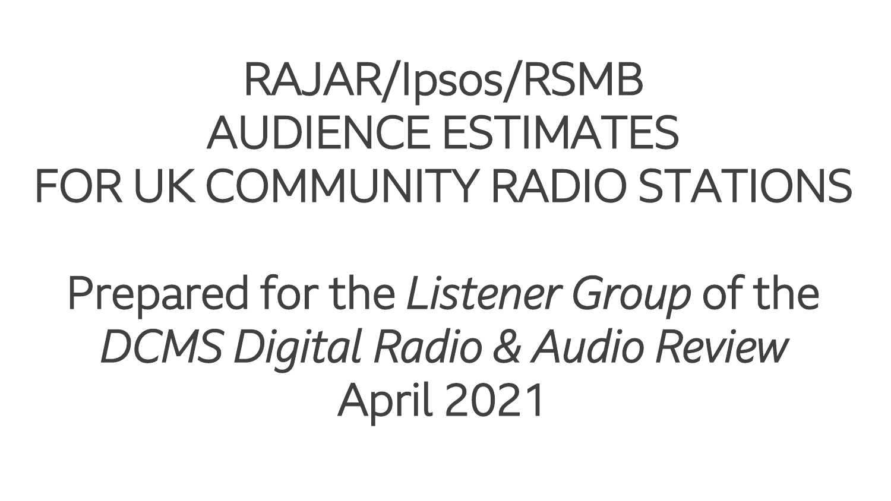# RAJAR/Ipsos/RSMB AUDIENCE ESTIMATES FOR UK COMMUNITY RADIO STATIONS

Prepared for the *Listener Group* of the *DCMS Digital Radio & Audio Review*

April 2021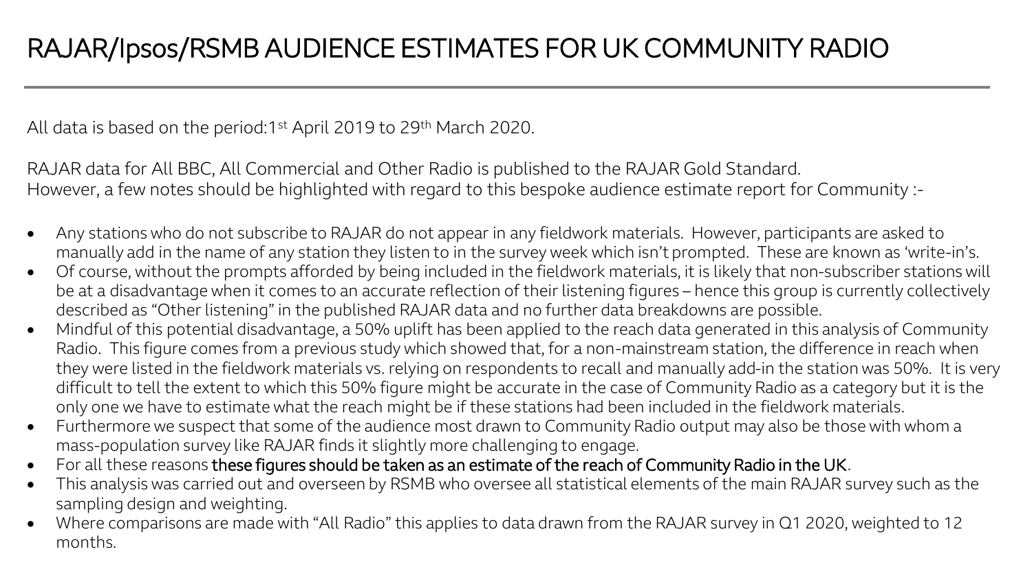# RAJAR/Ipsos/RSMB AUDIENCE ESTIMATES FOR UK COMMUNITY RADIO

All data is based on the period:1st April 2019 to 29th March 2020.

RAJAR data for All BBC, All Commercial and Other Radio is published to the RAJAR Gold Standard.
However, a few notes should be highlighted with regard to this bespoke audience estimate report for Community :-

- Any stations who do not subscribe to RAJAR do not appear in any fieldwork materials. However, participants are asked to manually add in the name of any station they listen to in the survey week which isn't prompted. These are known as 'write-in's.
- Of course, without the prompts afforded by being included in the fieldwork materials, it is likely that non-subscriber stations will be at a disadvantage when it comes to an accurate reflection of their listening figures – hence this group is currently collectively described as "Other listening" in the published RAJAR data and no further data breakdowns are possible.
- Mindful of this potential disadvantage, a 50% uplift has been applied to the reach data generated in this analysis of Community Radio. This figure comes from a previous study which showed that, for a non-mainstream station, the difference in reach when they were listed in the fieldwork materials vs. relying on respondents to recall and manually add-in the station was 50%. It is very difficult to tell the extent to which this 50% figure might be accurate in the case of Community Radio as a category but it is the only one we have to estimate what the reach might be if these stations had been included in the fieldwork materials.
- Furthermore we suspect that some of the audience most drawn to Community Radio output may also be those with whom a mass-population survey like RAJAR finds it slightly more challenging to engage.
- For all these reasons **these figures should be taken as an estimate of the reach of Community Radio in the UK**.
- This analysis was carried out and overseen by RSMB who oversee all statistical elements of the main RAJAR survey such as the sampling design and weighting.
- Where comparisons are made with "All Radio" this applies to data drawn from the RAJAR survey in Q1 2020, weighted to 12 months.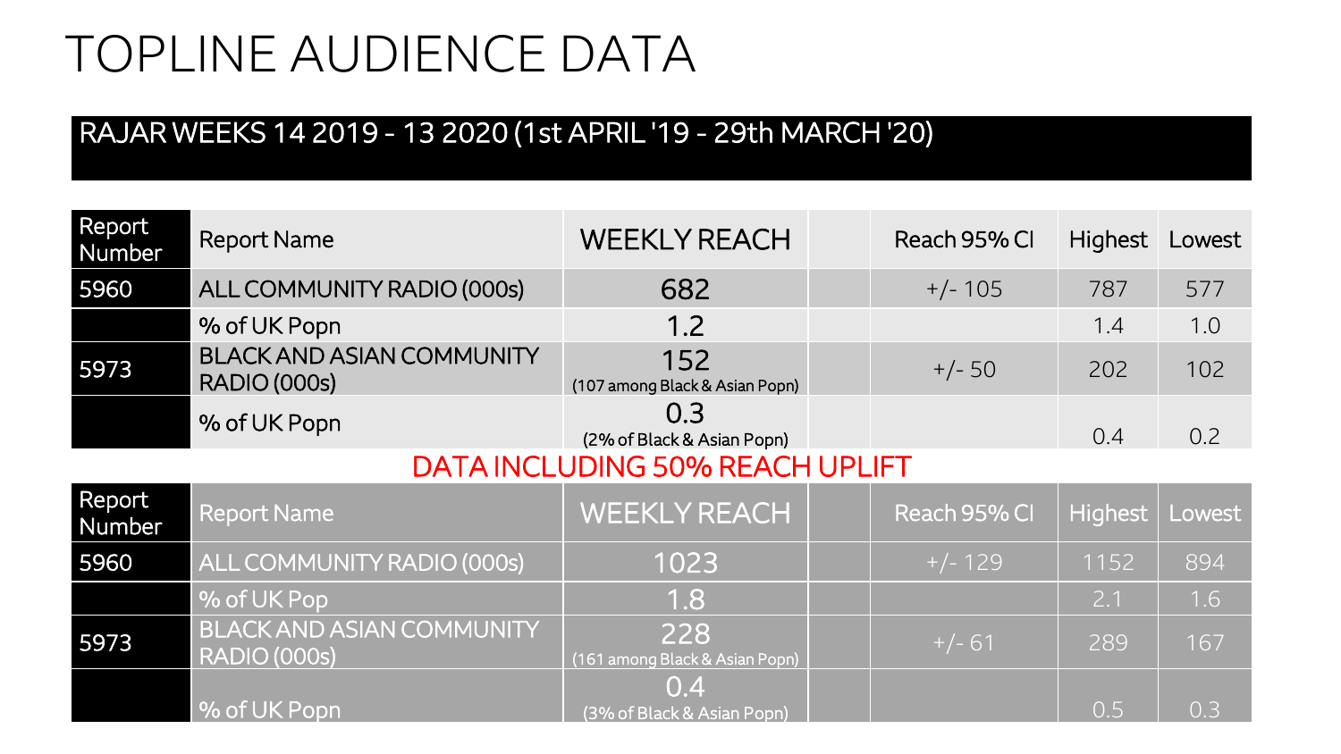# TOPLINE AUDIENCE DATA

## RAJAR WEEKS 14 2019 - 13 2020 (1st APRIL '19 - 29th MARCH '20)

| Report Number | Report Name | WEEKLY REACH | | Reach 95% CI | Highest | Lowest |
|---|---|---|---|---|---|---|
| 5960 | ALL COMMUNITY RADIO (000s) | 682 | | +/- 105 | 787 | 577 |
| | % of UK Popn | 1.2 | | | 1.4 | 1.0 |
| 5973 | BLACK AND ASIAN COMMUNITY RADIO (000s) | 152 (107 among Black & Asian Popn) | | +/- 50 | 202 | 102 |
| | % of UK Popn | 0.3 (2% of Black & Asian Popn) | | | 0.4 | 0.2 |

DATA INCLUDING 50% REACH UPLIFT

| Report Number | Report Name | WEEKLY REACH | | Reach 95% CI | Highest | Lowest |
|---|---|---|---|---|---|---|
| 5960 | ALL COMMUNITY RADIO (000s) | 1023 | | +/- 129 | 1152 | 894 |
| | % of UK Pop | 1.8 | | | 2.1 | 1.6 |
| 5973 | BLACK AND ASIAN COMMUNITY RADIO (000s) | 228 (161 among Black & Asian Popn) | | +/- 61 | 289 | 167 |
| | % of UK Popn | 0.4 (3% of Black & Asian Popn) | | | 0.5 | 0.3 |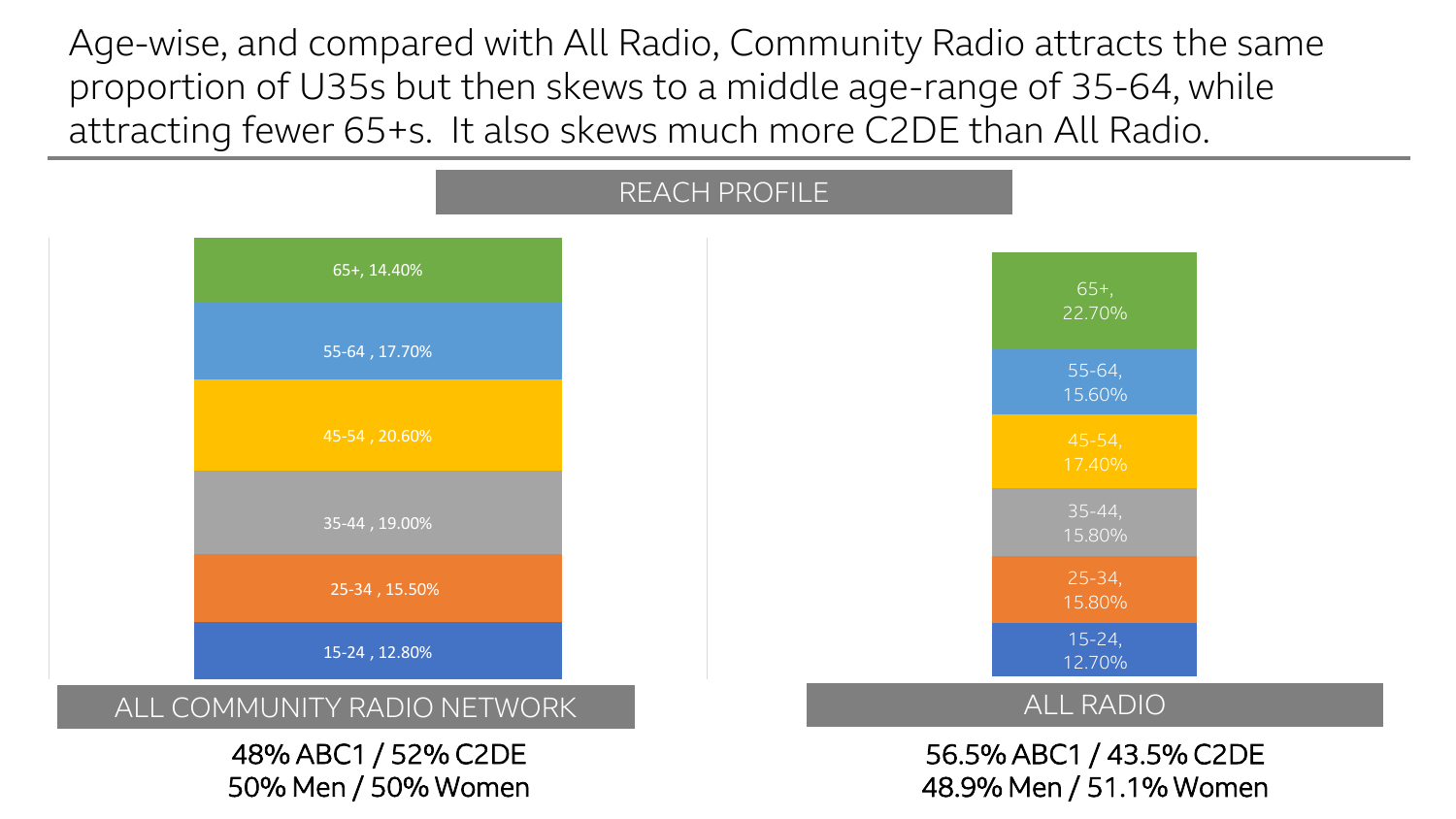# Age-wise, and compared with All Radio, Community Radio attracts the same proportion of U35s but then skews to a middle age-range of 35-64, while attracting fewer 65+s. It also skews much more C2DE than All Radio.

## REACH PROFILE

| Age | ALL COMMUNITY RADIO NETWORK | ALL RADIO |
|---|---|---|
| 65+ | 14.40% | 22.70% |
| 55-64 | 17.70% | 15.60% |
| 45-54 | 20.60% | 17.40% |
| 35-44 | 19.00% | 15.80% |
| 25-34 | 15.50% | 15.80% |
| 15-24 | 12.80% | 12.70% |

**ALL COMMUNITY RADIO NETWORK**

48% ABC1 / 52% C2DE
50% Men / 50% Women

**ALL RADIO**

56.5% ABC1 / 43.5% C2DE
48.9% Men / 51.1% Women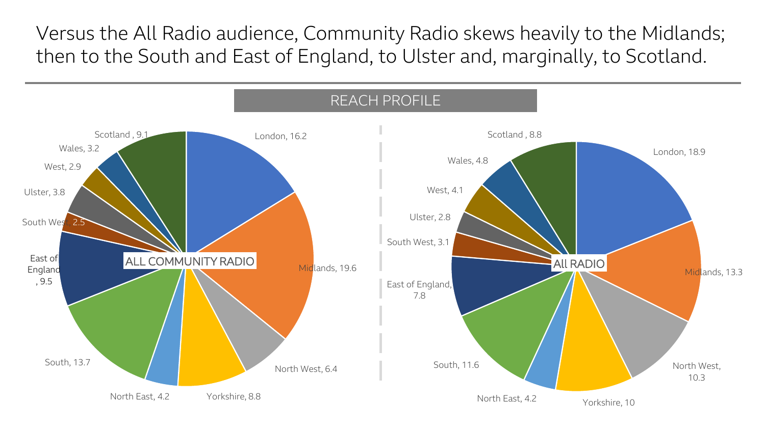# Versus the All Radio audience, Community Radio skews heavily to the Midlands; then to the South and East of England, to Ulster and, marginally, to Scotland.

## REACH PROFILE

| Region | All Community Radio | All Radio |
|---|---|---|
| London | 16.2 | 18.9 |
| Midlands | 19.6 | 13.3 |
| North West | 6.4 | 10.3 |
| Yorkshire | 8.8 | 10 |
| North East | 4.2 | 4.2 |
| South | 13.7 | 11.6 |
| East of England | 9.5 | 7.8 |
| South West | 2.5 | 3.1 |
| Ulster | 3.8 | 2.8 |
| West | 2.9 | 4.1 |
| Wales | 3.2 | 4.8 |
| Scotland | 9.1 | 8.8 |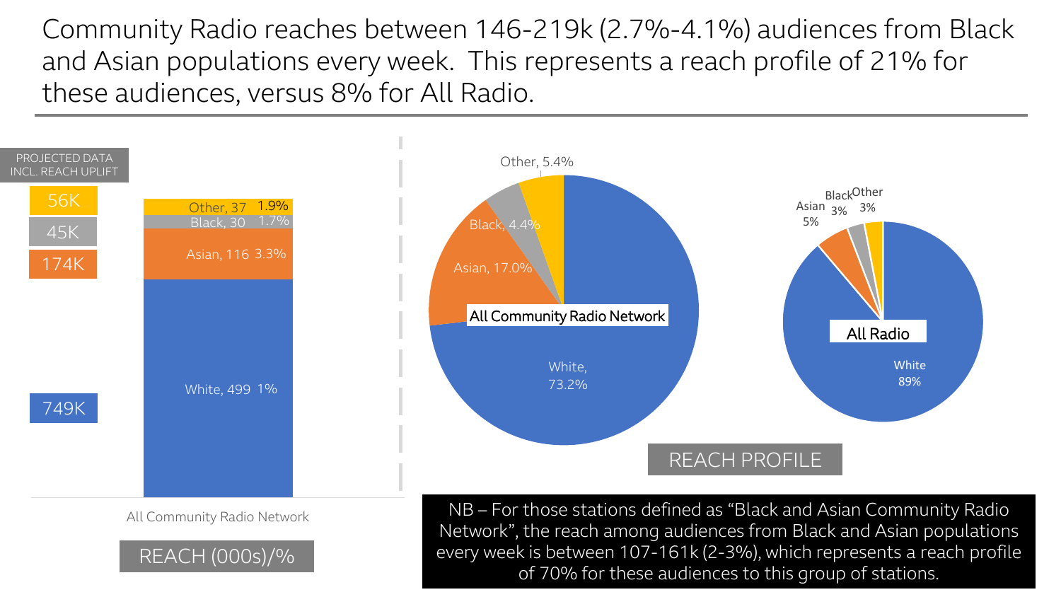# Community Radio reaches between 146-219k (2.7%-4.1%) audiences from Black and Asian populations every week. This represents a reach profile of 21% for these audiences, versus 8% for All Radio.

**REACH (000s)/% — All Community Radio Network**

| Group | Reach (000s) | % | Projected data incl. reach uplift |
|---|---|---|---|
| Other | 37 | 1.9% | 56K |
| Black | 30 | 1.7% | 45K |
| Asian | 116 | 3.3% | 174K |
| White | 499 | 1% | 749K |

**REACH PROFILE**

| Group | All Community Radio Network | All Radio |
|---|---|---|
| White | 73.2% | 89% |
| Asian | 17.0% | 5% |
| Black | 4.4% | 3% |
| Other | 5.4% | 3% |

NB – For those stations defined as "Black and Asian Community Radio Network", the reach among audiences from Black and Asian populations every week is between 107-161k (2-3%), which represents a reach profile of 70% for these audiences to this group of stations.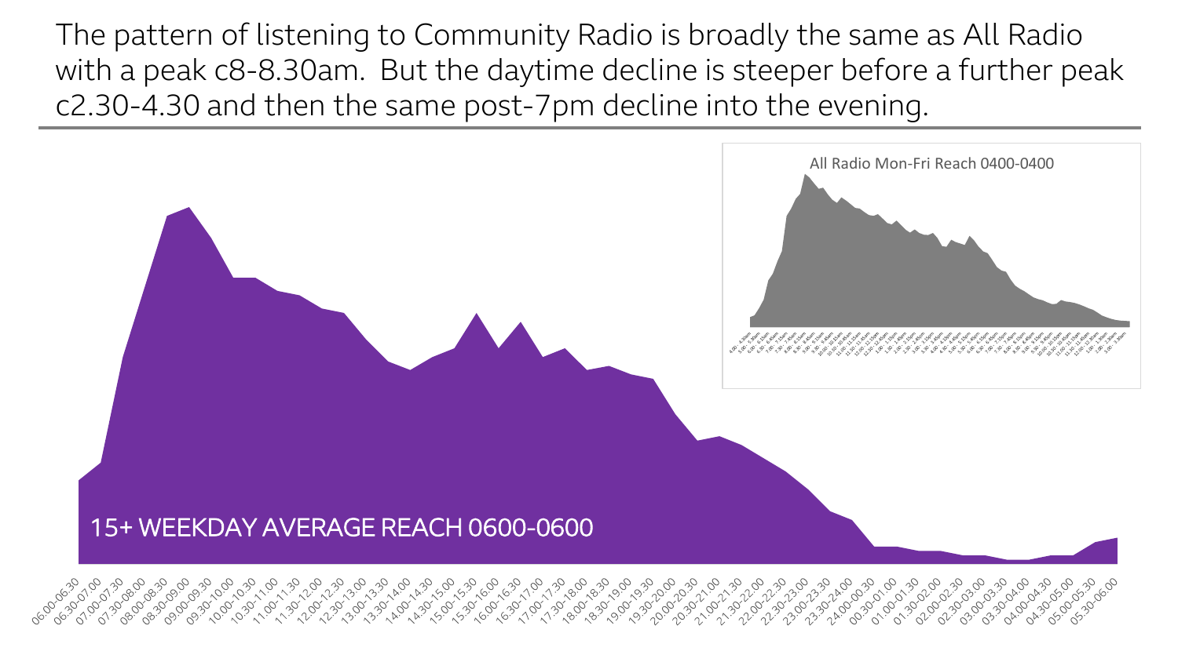The pattern of listening to Community Radio is broadly the same as All Radio with a peak c8-8.30am. But the daytime decline is steeper before a further peak c2.30-4.30 and then the same post-7pm decline into the evening.

All Radio Mon-Fri Reach 0400-0400

15+ WEEKDAY AVERAGE REACH 0600-0600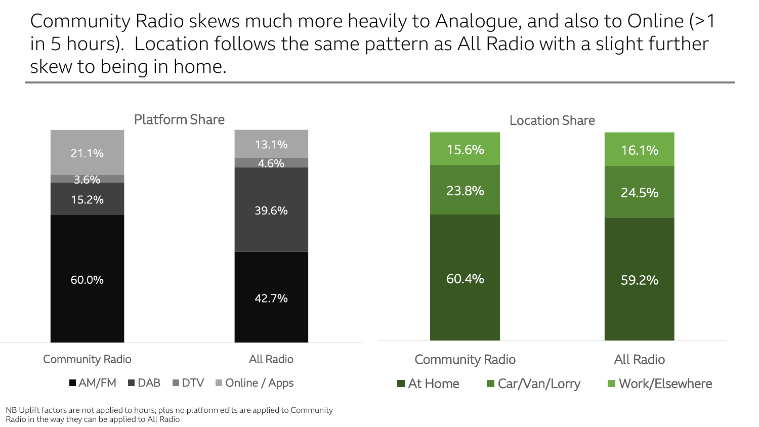# Community Radio skews much more heavily to Analogue, and also to Online (>1 in 5 hours). Location follows the same pattern as All Radio with a slight further skew to being in home.

**Platform Share**

| | Community Radio | All Radio |
|---|---|---|
| AM/FM | 60.0% | 42.7% |
| DAB | 15.2% | 39.6% |
| DTV | 3.6% | 4.6% |
| Online / Apps | 21.1% | 13.1% |

**Location Share**

| | Community Radio | All Radio |
|---|---|---|
| At Home | 60.4% | 59.2% |
| Car/Van/Lorry | 23.8% | 24.5% |
| Work/Elsewhere | 15.6% | 16.1% |

NB Uplift factors are not applied to hours; plus no platform edits are applied to Community Radio in the way they can be applied to All Radio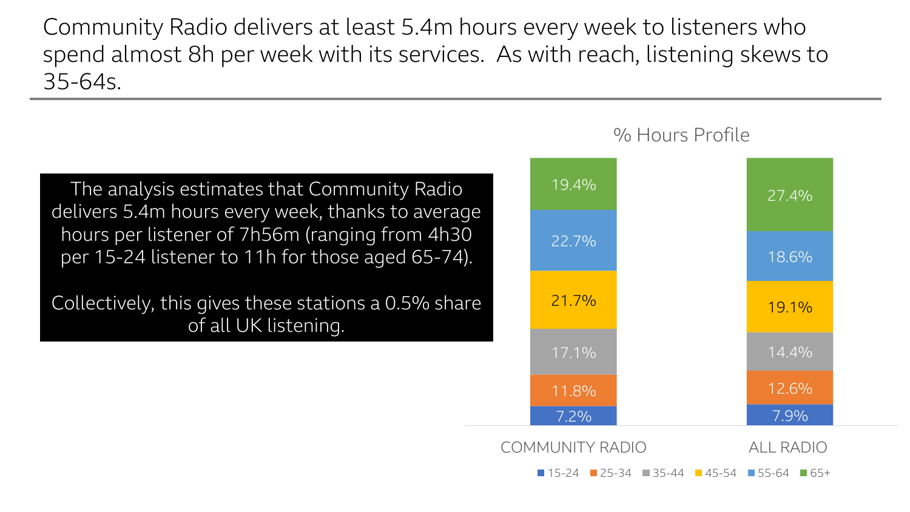# Community Radio delivers at least 5.4m hours every week to listeners who spend almost 8h per week with its services. As with reach, listening skews to 35-64s.

The analysis estimates that Community Radio delivers 5.4m hours every week, thanks to average hours per listener of 7h56m (ranging from 4h30 per 15-24 listener to 11h for those aged 65-74).

Collectively, this gives these stations a 0.5% share of all UK listening.

% Hours Profile

COMMUNITY RADIO: 7.2%, 11.8%, 17.1%, 21.7%, 22.7%, 19.4%

ALL RADIO: 7.9%, 12.6%, 14.4%, 19.1%, 18.6%, 27.4%

15-24, 25-34, 35-44, 45-54, 55-64, 65+